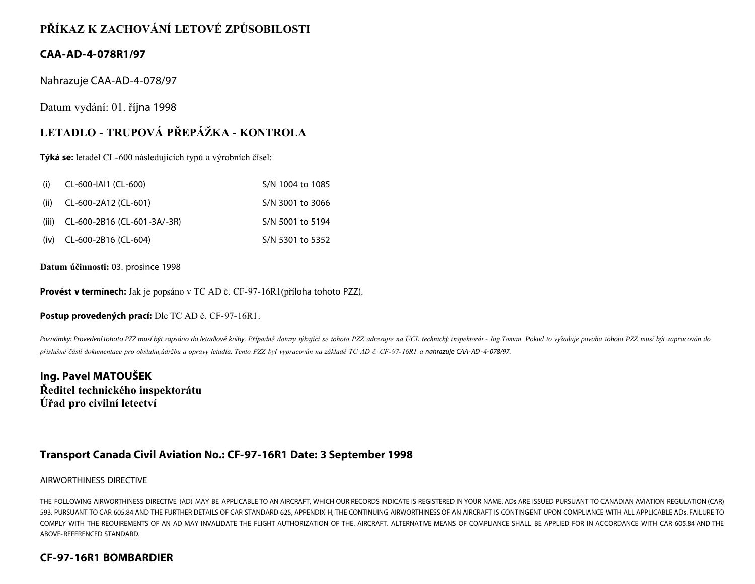# PŘÍKAZ K ZACHOVÁNÍ LETOVÉ ZPŮSOBILOSTI

## CAA-AD-4-078R1/97

Nahrazuje CAA-AD-4-078/97

Datum vydání: 01. října 1998

## LETADLO - TRUPOVÁ PŘEPÁŽKA - KONTROLA

**Týká se:** letadel CL-600 následujících typů a výrobních čísel:

| | | |
|---|---|---|
| (i) | CL-600-lAl1 (CL-600) | S/N 1004 to 1085 |
| (ii) | CL-600-2A12 (CL-601) | S/N 3001 to 3066 |
| (iii) | CL-600-2B16 (CL-601-3A/-3R) | S/N 5001 to 5194 |
| (iv) | CL-600-2B16 (CL-604) | S/N 5301 to 5352 |

**Datum účinnosti:** 03. prosince 1998

**Provést v termínech:** Jak je popsáno v TC AD č. CF-97-16R1(příloha tohoto PZZ).

**Postup provedených prací:** Dle TC AD č. CF-97-16R1.

*Poznámky: Provedení tohoto PZZ musí být zapsáno do letadlové knihy. Případné dotazy týkající se tohoto PZZ adresujte na ÚCL technický inspektorát - Ing.Toman. Pokud to vyžaduje povaha tohoto PZZ musí být zapracován do příslušné části dokumentace pro obsluhu,údržbu a opravy letadla. Tento PZZ byl vypracován na základě TC AD č. CF-97-16R1 a nahrazuje CAA-AD-4-078/97.*

**Ing. Pavel MATOUŠEK**
**Ředitel technického inspektorátu**
**Úřad pro civilní letectví**

## Transport Canada Civil Aviation No.: CF-97-16R1 Date: 3 September 1998

AIRWORTHINESS DIRECTIVE

THE FOLLOWING AIRWORTHINESS DIRECTIVE (AD) MAY BE APPLICABLE TO AN AIRCRAFT, WHICH OUR RECORDS INDICATE IS REGISTERED IN YOUR NAME. ADs ARE ISSUED PURSUANT TO CANADIAN AVIATION REGULATION (CAR) 593. PURSUANT TO CAR 605.84 AND THE FURTHER DETAILS OF CAR STANDARD 625, APPENDIX H, THE CONTINUING AIRWORTHINESS OF AN AIRCRAFT IS CONTINGENT UPON COMPLIANCE WITH ALL APPLICABLE ADs. FAILURE TO COMPLY WITH THE REOUIREMENTS OF AN AD MAY INVALIDATE THE FLIGHT AUTHORIZATION OF THE. AIRCRAFT. ALTERNATIVE MEANS OF COMPLIANCE SHALL BE APPLIED FOR IN ACCORDANCE WITH CAR 605.84 AND THE ABOVE-REFERENCED STANDARD.

## CF-97-16R1 BOMBARDIER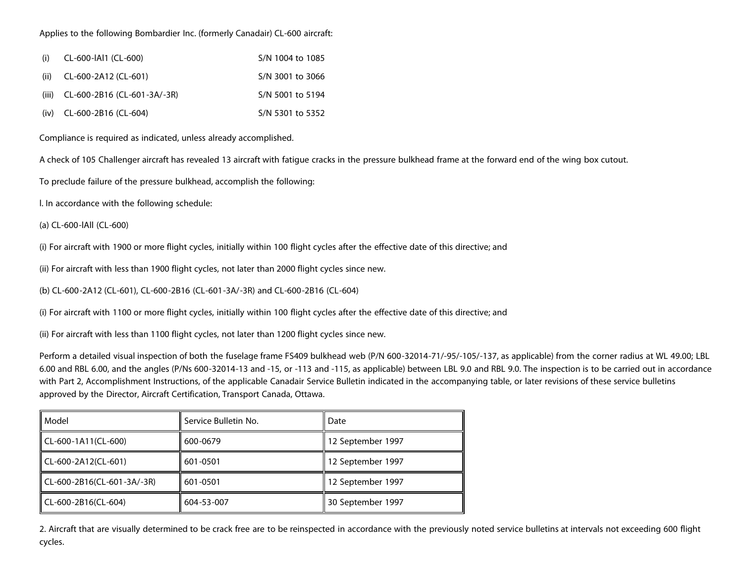Applies to the following Bombardier Inc. (formerly Canadair) CL-600 aircraft:

| | | |
|---|---|---|
| (i) | CL-600-lAl1 (CL-600) | S/N 1004 to 1085 |
| (ii) | CL-600-2A12 (CL-601) | S/N 3001 to 3066 |
| (iii) | CL-600-2B16 (CL-601-3A/-3R) | S/N 5001 to 5194 |
| (iv) | CL-600-2B16 (CL-604) | S/N 5301 to 5352 |

Compliance is required as indicated, unless already accomplished.

A check of 105 Challenger aircraft has revealed 13 aircraft with fatigue cracks in the pressure bulkhead frame at the forward end of the wing box cutout.

To preclude failure of the pressure bulkhead, accomplish the following:

l. In accordance with the following schedule:

(a) CL-600-lAll (CL-600)

(i) For aircraft with 1900 or more flight cycles, initially within 100 flight cycles after the effective date of this directive; and

(ii) For aircraft with less than 1900 flight cycles, not later than 2000 flight cycles since new.

(b) CL-600-2A12 (CL-601), CL-600-2B16 (CL-601-3A/-3R) and CL-600-2B16 (CL-604)

(i) For aircraft with 1100 or more flight cycles, initially within 100 flight cycles after the effective date of this directive; and

(ii) For aircraft with less than 1100 flight cycles, not later than 1200 flight cycles since new.

Perform a detailed visual inspection of both the fuselage frame FS409 bulkhead web (P/N 600-32014-71/-95/-105/-137, as applicable) from the corner radius at WL 49.00; LBL 6.00 and RBL 6.00, and the angles (P/Ns 600-32014-13 and -15, or -113 and -115, as applicable) between LBL 9.0 and RBL 9.0. The inspection is to be carried out in accordance with Part 2, Accomplishment Instructions, of the applicable Canadair Service Bulletin indicated in the accompanying table, or later revisions of these service bulletins approved by the Director, Aircraft Certification, Transport Canada, Ottawa.

| Model | Service Bulletin No. | Date |
|---|---|---|
| CL-600-1A11(CL-600) | 600-0679 | 12 September 1997 |
| CL-600-2A12(CL-601) | 601-0501 | 12 September 1997 |
| CL-600-2B16(CL-601-3A/-3R) | 601-0501 | 12 September 1997 |
| CL-600-2B16(CL-604) | 604-53-007 | 30 September 1997 |

2. Aircraft that are visually determined to be crack free are to be reinspected in accordance with the previously noted service bulletins at intervals not exceeding 600 flight cycles.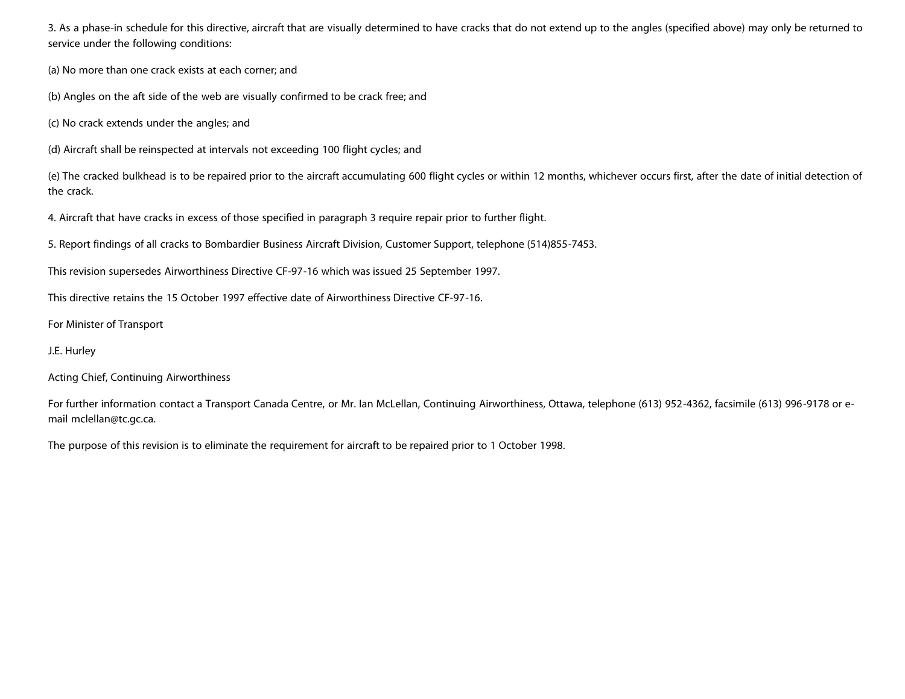3. As a phase-in schedule for this directive, aircraft that are visually determined to have cracks that do not extend up to the angles (specified above) may only be returned to service under the following conditions:

(a) No more than one crack exists at each corner; and

(b) Angles on the aft side of the web are visually confirmed to be crack free; and

(c) No crack extends under the angles; and

(d) Aircraft shall be reinspected at intervals not exceeding 100 flight cycles; and

(e) The cracked bulkhead is to be repaired prior to the aircraft accumulating 600 flight cycles or within 12 months, whichever occurs first, after the date of initial detection of the crack.

4. Aircraft that have cracks in excess of those specified in paragraph 3 require repair prior to further flight.

5. Report findings of all cracks to Bombardier Business Aircraft Division, Customer Support, telephone (514)855-7453.

This revision supersedes Airworthiness Directive CF-97-16 which was issued 25 September 1997.

This directive retains the 15 October 1997 effective date of Airworthiness Directive CF-97-16.

For Minister of Transport

J.E. Hurley

Acting Chief, Continuing Airworthiness

For further information contact a Transport Canada Centre, or Mr. Ian McLellan, Continuing Airworthiness, Ottawa, telephone (613) 952-4362, facsimile (613) 996-9178 or e-mail mclellan@tc.gc.ca.

The purpose of this revision is to eliminate the requirement for aircraft to be repaired prior to 1 October 1998.